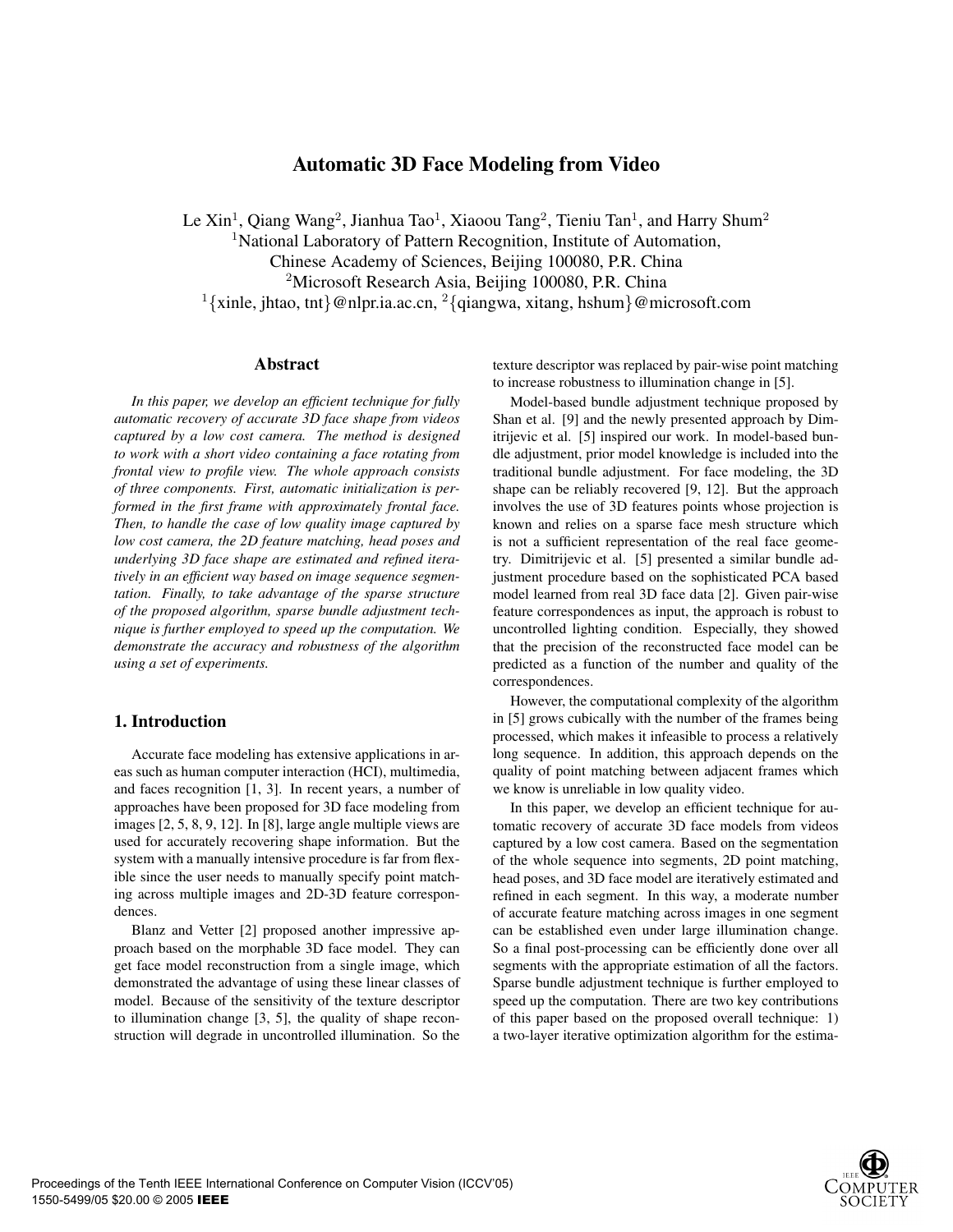# Automatic 3D Face Modeling from Video

Le Xin[1], Qiang Wang[2], Jianhua Tao[1], Xiaoou Tang[2], Tieniu Tan[1], and Harry Shum[2]

[1]National Laboratory of Pattern Recognition, Institute of Automation, Chinese Academy of Sciences, Beijing 100080, P.R. China

[2]Microsoft Research Asia, Beijing 100080, P.R. China

[1]{xinle, jhtao, tnt}@nlpr.ia.ac.cn, [2]{qiangwa, xitang, hshum}@microsoft.com

## Abstract

*In this paper, we develop an efficient technique for fully automatic recovery of accurate 3D face shape from videos captured by a low cost camera. The method is designed to work with a short video containing a face rotating from frontal view to profile view. The whole approach consists of three components. First, automatic initialization is performed in the first frame with approximately frontal face. Then, to handle the case of low quality image captured by low cost camera, the 2D feature matching, head poses and underlying 3D face shape are estimated and refined iteratively in an efficient way based on image sequence segmentation. Finally, to take advantage of the sparse structure of the proposed algorithm, sparse bundle adjustment technique is further employed to speed up the computation. We demonstrate the accuracy and robustness of the algorithm using a set of experiments.*

## 1. Introduction

Accurate face modeling has extensive applications in areas such as human computer interaction (HCI), multimedia, and faces recognition [1, 3]. In recent years, a number of approaches have been proposed for 3D face modeling from images [2, 5, 8, 9, 12]. In [8], large angle multiple views are used for accurately recovering shape information. But the system with a manually intensive procedure is far from flexible since the user needs to manually specify point matching across multiple images and 2D-3D feature correspondences.

Blanz and Vetter [2] proposed another impressive approach based on the morphable 3D face model. They can get face model reconstruction from a single image, which demonstrated the advantage of using these linear classes of model. Because of the sensitivity of the texture descriptor to illumination change [3, 5], the quality of shape reconstruction will degrade in uncontrolled illumination. So the texture descriptor was replaced by pair-wise point matching to increase robustness to illumination change in [5].

Model-based bundle adjustment technique proposed by Shan et al. [9] and the newly presented approach by Dimitrijevic et al. [5] inspired our work. In model-based bundle adjustment, prior model knowledge is included into the traditional bundle adjustment. For face modeling, the 3D shape can be reliably recovered [9, 12]. But the approach involves the use of 3D features points whose projection is known and relies on a sparse face mesh structure which is not a sufficient representation of the real face geometry. Dimitrijevic et al. [5] presented a similar bundle adjustment procedure based on the sophisticated PCA based model learned from real 3D face data [2]. Given pair-wise feature correspondences as input, the approach is robust to uncontrolled lighting condition. Especially, they showed that the precision of the reconstructed face model can be predicted as a function of the number and quality of the correspondences.

However, the computational complexity of the algorithm in [5] grows cubically with the number of the frames being processed, which makes it infeasible to process a relatively long sequence. In addition, this approach depends on the quality of point matching between adjacent frames which we know is unreliable in low quality video.

In this paper, we develop an efficient technique for automatic recovery of accurate 3D face models from videos captured by a low cost camera. Based on the segmentation of the whole sequence into segments, 2D point matching, head poses, and 3D face model are iteratively estimated and refined in each segment. In this way, a moderate number of accurate feature matching across images in one segment can be established even under large illumination change. So a final post-processing can be efficiently done over all segments with the appropriate estimation of all the factors. Sparse bundle adjustment technique is further employed to speed up the computation. There are two key contributions of this paper based on the proposed overall technique: 1) a two-layer iterative optimization algorithm for the estima-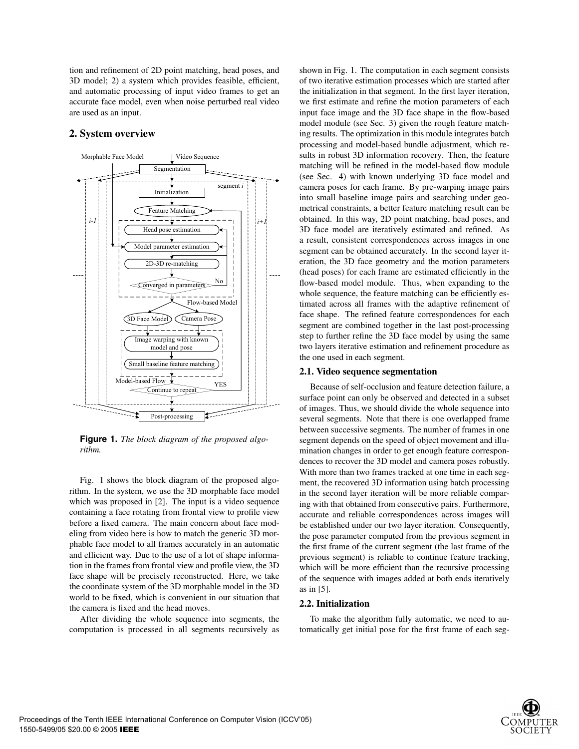tion and refinement of 2D point matching, head poses, and 3D model; 2) a system which provides feasible, efficient, and automatic processing of input video frames to get an accurate face model, even when noise perturbed real video are used as an input.

## 2. System overview

**Figure 1.** *The block diagram of the proposed algorithm.*

Fig. 1 shows the block diagram of the proposed algorithm. In the system, we use the 3D morphable face model which was proposed in [2]. The input is a video sequence containing a face rotating from frontal view to profile view before a fixed camera. The main concern about face modeling from video here is how to match the generic 3D morphable face model to all frames accurately in an automatic and efficient way. Due to the use of a lot of shape information in the frames from frontal view and profile view, the 3D face shape will be precisely reconstructed. Here, we take the coordinate system of the 3D morphable model in the 3D world to be fixed, which is convenient in our situation that the camera is fixed and the head moves.

After dividing the whole sequence into segments, the computation is processed in all segments recursively as shown in Fig. 1. The computation in each segment consists of two iterative estimation processes which are started after the initialization in that segment. In the first layer iteration, we first estimate and refine the motion parameters of each input face image and the 3D face shape in the flow-based model module (see Sec. 3) given the rough feature matching results. The optimization in this module integrates batch processing and model-based bundle adjustment, which results in robust 3D information recovery. Then, the feature matching will be refined in the model-based flow module (see Sec. 4) with known underlying 3D face model and camera poses for each frame. By pre-warping image pairs into small baseline image pairs and searching under geometrical constraints, a better feature matching result can be obtained. In this way, 2D point matching, head poses, and 3D face model are iteratively estimated and refined. As a result, consistent correspondences across images in one segment can be obtained accurately. In the second layer iteration, the 3D face geometry and the motion parameters (head poses) for each frame are estimated efficiently in the flow-based model module. Thus, when expanding to the whole sequence, the feature matching can be efficiently estimated across all frames with the adaptive refinement of face shape. The refined feature correspondences for each segment are combined together in the last post-processing step to further refine the 3D face model by using the same two layers iterative estimation and refinement procedure as the one used in each segment.

### 2.1. Video sequence segmentation

Because of self-occlusion and feature detection failure, a surface point can only be observed and detected in a subset of images. Thus, we should divide the whole sequence into several segments. Note that there is one overlapped frame between successive segments. The number of frames in one segment depends on the speed of object movement and illumination changes in order to get enough feature correspondences to recover the 3D model and camera poses robustly. With more than two frames tracked at one time in each segment, the recovered 3D information using batch processing in the second layer iteration will be more reliable comparing with that obtained from consecutive pairs. Furthermore, accurate and reliable correspondences across images will be established under our two layer iteration. Consequently, the pose parameter computed from the previous segment in the first frame of the current segment (the last frame of the previous segment) is reliable to continue feature tracking, which will be more efficient than the recursive processing of the sequence with images added at both ends iteratively as in [5].

### 2.2. Initialization

To make the algorithm fully automatic, we need to automatically get initial pose for the first frame of each seg-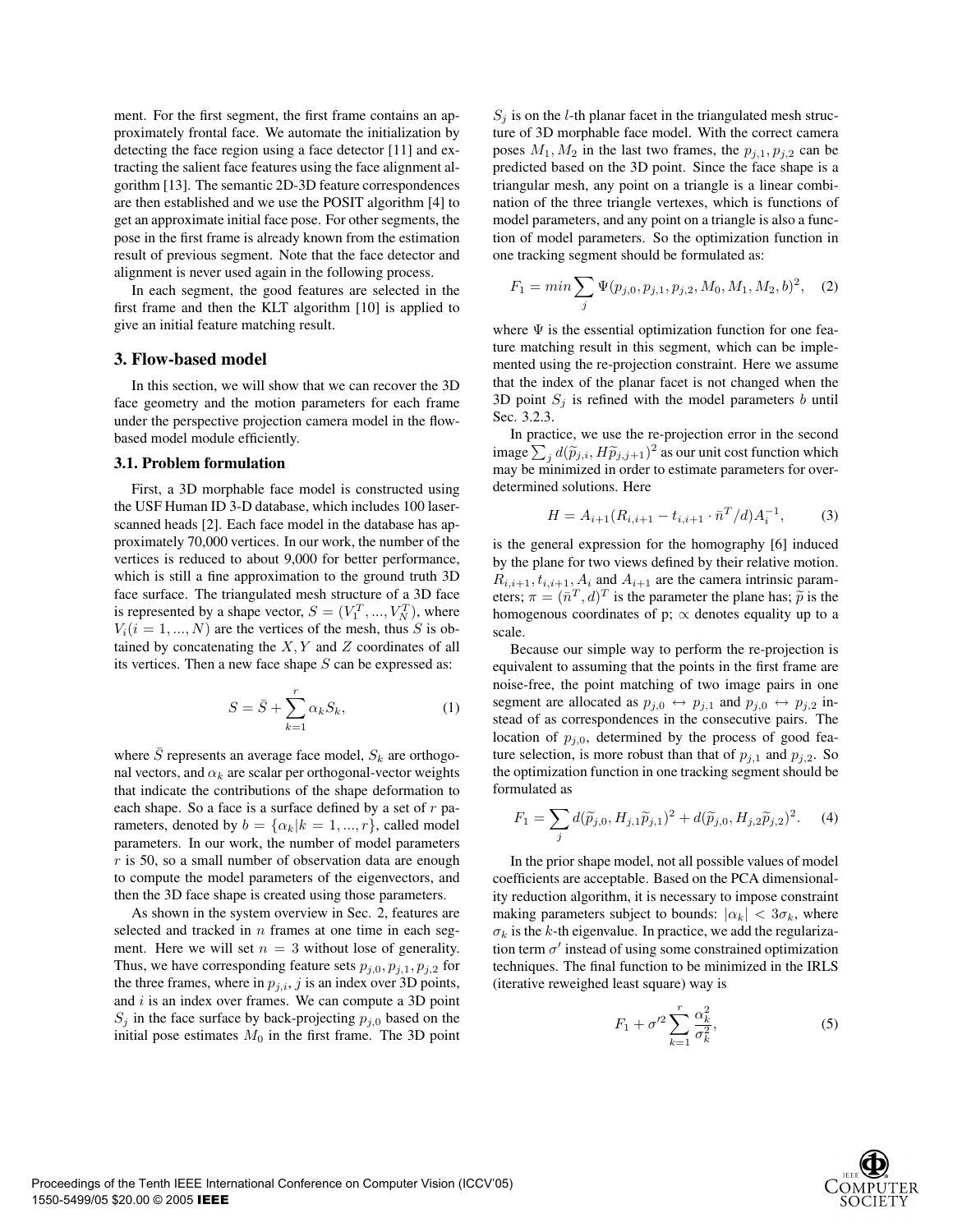ment. For the first segment, the first frame contains an approximately frontal face. We automate the initialization by detecting the face region using a face detector [11] and extracting the salient face features using the face alignment algorithm [13]. The semantic 2D-3D feature correspondences are then established and we use the POSIT algorithm [4] to get an approximate initial face pose. For other segments, the pose in the first frame is already known from the estimation result of previous segment. Note that the face detector and alignment is never used again in the following process.

In each segment, the good features are selected in the first frame and then the KLT algorithm [10] is applied to give an initial feature matching result.

## 3. Flow-based model

In this section, we will show that we can recover the 3D face geometry and the motion parameters for each frame under the perspective projection camera model in the flow-based model module efficiently.

### 3.1. Problem formulation

First, a 3D morphable face model is constructed using the USF Human ID 3-D database, which includes 100 laser-scanned heads [2]. Each face model in the database has approximately 70,000 vertices. In our work, the number of the vertices is reduced to about 9,000 for better performance, which is still a fine approximation to the ground truth 3D face surface. The triangulated mesh structure of a 3D face is represented by a shape vector, $S = (V_1^T, ..., V_N^T)$, where $V_i (i = 1, ..., N)$ are the vertices of the mesh, thus $S$ is obtained by concatenating the $X, Y$ and $Z$ coordinates of all its vertices. Then a new face shape $S$ can be expressed as:

$$S = \bar{S} + \sum_{k=1}^{r} \alpha_k S_k, \tag{1}$$

where $\bar{S}$ represents an average face model, $S_k$ are orthogonal vectors, and $\alpha_k$ are scalar per orthogonal-vector weights that indicate the contributions of the shape deformation to each shape. So a face is a surface defined by a set of $r$ parameters, denoted by $b = \{\alpha_k | k = 1, ..., r\}$, called model parameters. In our work, the number of model parameters $r$ is 50, so a small number of observation data are enough to compute the model parameters of the eigenvectors, and then the 3D face shape is created using those parameters.

As shown in the system overview in Sec. 2, features are selected and tracked in $n$ frames at one time in each segment. Here we will set $n = 3$ without lose of generality. Thus, we have corresponding feature sets $p_{j,0}, p_{j,1}, p_{j,2}$ for the three frames, where in $p_{j,i}$, $j$ is an index over 3D points, and $i$ is an index over frames. We can compute a 3D point $S_j$ in the face surface by back-projecting $p_{j,0}$ based on the initial pose estimates $M_0$ in the first frame. The 3D point $S_j$ is on the $l$-th planar facet in the triangulated mesh structure of 3D morphable face model. With the correct camera poses $M_1, M_2$ in the last two frames, the $p_{j,1}, p_{j,2}$ can be predicted based on the 3D point. Since the face shape is a triangular mesh, any point on a triangle is a linear combination of the three triangle vertexes, which is functions of model parameters, and any point on a triangle is also a function of model parameters. So the optimization function in one tracking segment should be formulated as:

$$F_1 = min \sum_j \Psi(p_{j,0}, p_{j,1}, p_{j,2}, M_0, M_1, M_2, b)^2, \tag{2}$$

where $\Psi$ is the essential optimization function for one feature matching result in this segment, which can be implemented using the re-projection constraint. Here we assume that the index of the planar facet is not changed when the 3D point $S_j$ is refined with the model parameters $b$ until Sec. 3.2.3.

In practice, we use the re-projection error in the second image $\sum_j d(\widetilde{p}_{j,i}, H\widetilde{p}_{j,j+1})^2$ as our unit cost function which may be minimized in order to estimate parameters for over-determined solutions. Here

$$H = A_{i+1}(R_{i,i+1} - t_{i,i+1} \cdot \bar{n}^T/d)A_i^{-1}, \tag{3}$$

is the general expression for the homography [6] induced by the plane for two views defined by their relative motion. $R_{i,i+1}, t_{i,i+1}, A_i$ and $A_{i+1}$ are the camera intrinsic parameters; $\pi = (\bar{n}^T, d)^T$ is the parameter the plane has; $\widetilde{p}$ is the homogenous coordinates of p; $\propto$ denotes equality up to a scale.

Because our simple way to perform the re-projection is equivalent to assuming that the points in the first frame are noise-free, the point matching of two image pairs in one segment are allocated as $p_{j,0} \leftrightarrow p_{j,1}$ and $p_{j,0} \leftrightarrow p_{j,2}$ instead of as correspondences in the consecutive pairs. The location of $p_{j,0}$, determined by the process of good feature selection, is more robust than that of $p_{j,1}$ and $p_{j,2}$. So the optimization function in one tracking segment should be formulated as

$$F_1 = \sum_j d(\widetilde{p}_{j,0}, H_{j,1}\widetilde{p}_{j,1})^2 + d(\widetilde{p}_{j,0}, H_{j,2}\widetilde{p}_{j,2})^2. \tag{4}$$

In the prior shape model, not all possible values of model coefficients are acceptable. Based on the PCA dimensionality reduction algorithm, it is necessary to impose constraint making parameters subject to bounds: $|\alpha_k| < 3\sigma_k$, where $\sigma_k$ is the $k$-th eigenvalue. In practice, we add the regularization term $\sigma'$ instead of using some constrained optimization techniques. The final function to be minimized in the IRLS (iterative reweighed least square) way is

$$F_1 + \sigma'^2 \sum_{k=1}^{r} \frac{\alpha_k^2}{\sigma_k^2}, \tag{5}$$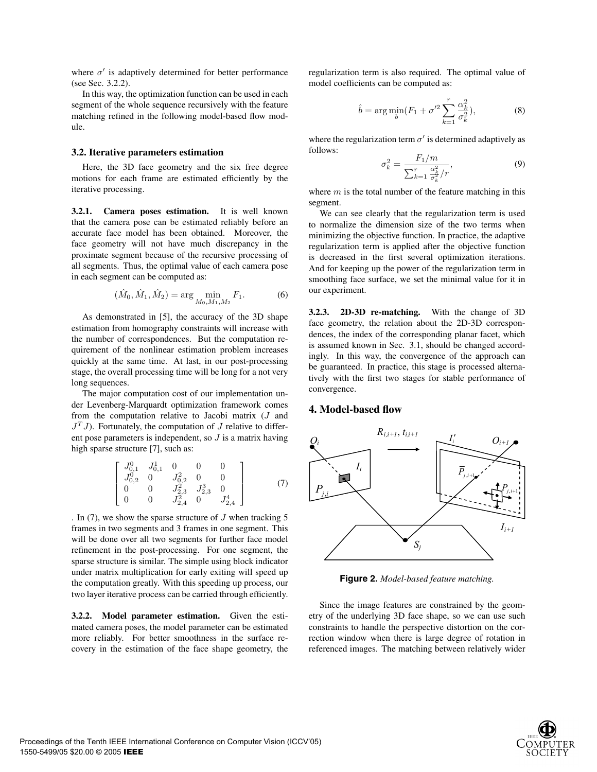where $\sigma'$ is adaptively determined for better performance (see Sec. 3.2.2).

In this way, the optimization function can be used in each segment of the whole sequence recursively with the feature matching refined in the following model-based flow module.

### 3.2. Iterative parameters estimation

Here, the 3D face geometry and the six free degree motions for each frame are estimated efficiently by the iterative processing.

**3.2.1. Camera poses estimation.** It is well known that the camera pose can be estimated reliably before an accurate face model has been obtained. Moreover, the face geometry will not have much discrepancy in the proximate segment because of the recursive processing of all segments. Thus, the optimal value of each camera pose in each segment can be computed as:

$$(\hat{M}_0, \hat{M}_1, \hat{M}_2) = \arg \min_{M_0, M_1, M_2} F_1. \tag{6}$$

As demonstrated in [5], the accuracy of the 3D shape estimation from homography constraints will increase with the number of correspondences. But the computation requirement of the nonlinear estimation problem increases quickly at the same time. At last, in our post-processing stage, the overall processing time will be long for a not very long sequences.

The major computation cost of our implementation under Levenberg-Marquardt optimization framework comes from the computation relative to Jacobi matrix ($J$ and $J^T J$). Fortunately, the computation of $J$ relative to different pose parameters is independent, so $J$ is a matrix having high sparse structure [7], such as:

$$\begin{bmatrix} J_{0,1}^0 & J_{0,1}^1 & 0 & 0 & 0 \\ J_{0,2}^0 & 0 & J_{0,2}^2 & 0 & 0 \\ 0 & 0 & J_{2,3}^2 & J_{2,3}^3 & 0 \\ 0 & 0 & J_{2,4}^2 & 0 & J_{2,4}^4 \end{bmatrix} \tag{7}$$

. In (7), we show the sparse structure of $J$ when tracking 5 frames in two segments and 3 frames in one segment. This will be done over all two segments for further face model refinement in the post-processing. For one segment, the sparse structure is similar. The simple using block indicator under matrix multiplication for early exiting will speed up the computation greatly. With this speeding up process, our two layer iterative process can be carried through efficiently.

**3.2.2. Model parameter estimation.** Given the estimated camera poses, the model parameter can be estimated more reliably. For better smoothness in the surface recovery in the estimation of the face shape geometry, the regularization term is also required. The optimal value of model coefficients can be computed as:

$$\hat{b} = \arg \min_{b} (F_1 + \sigma'^2 \sum_{k=1}^{r} \frac{\alpha_k^2}{\sigma_k^2}), \tag{8}$$

where the regularization term $\sigma'$ is determined adaptively as follows:

$$\sigma_k^2 = \frac{F_1/m}{\sum_{k=1}^{r} \frac{\alpha_k^2}{\sigma_k^2}/r}, \tag{9}$$

where $m$ is the total number of the feature matching in this segment.

We can see clearly that the regularization term is used to normalize the dimension size of the two terms when minimizing the objective function. In practice, the adaptive regularization term is applied after the objective function is decreased in the first several optimization iterations. And for keeping up the power of the regularization term in smoothing face surface, we set the minimal value for it in our experiment.

**3.2.3. 2D-3D re-matching.** With the change of 3D face geometry, the relation about the 2D-3D correspondences, the index of the corresponding planar facet, which is assumed known in Sec. 3.1, should be changed accordingly. In this way, the convergence of the approach can be guaranteed. In practice, this stage is processed alternatively with the first two stages for stable performance of convergence.

## 4. Model-based flow

**Figure 2.** *Model-based feature matching.*

Since the image features are constrained by the geometry of the underlying 3D face shape, so we can use such constraints to handle the perspective distortion on the correction window when there is large degree of rotation in referenced images. The matching between relatively wider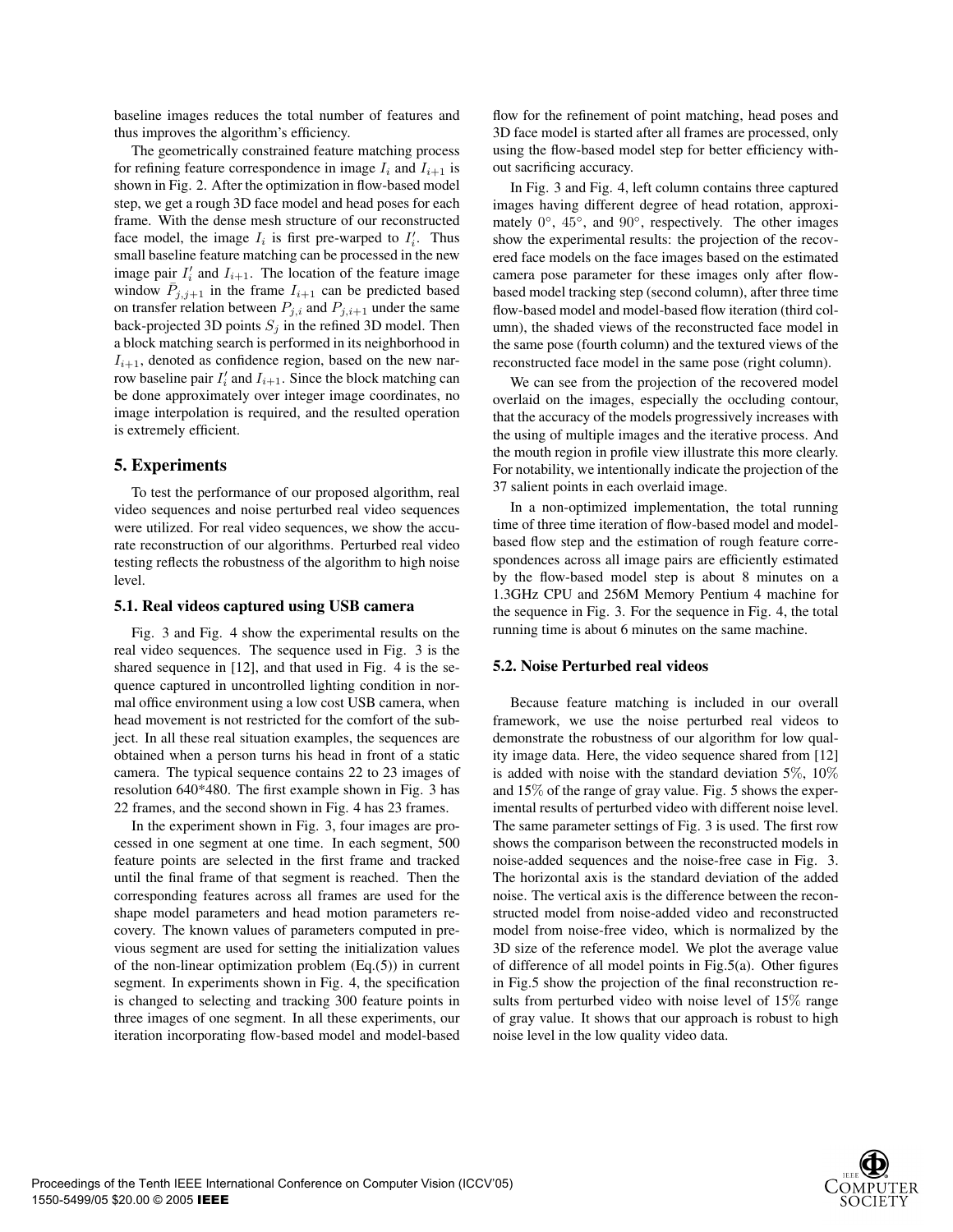baseline images reduces the total number of features and thus improves the algorithm's efficiency.

The geometrically constrained feature matching process for refining feature correspondence in image $I_i$ and $I_{i+1}$ is shown in Fig. 2. After the optimization in flow-based model step, we get a rough 3D face model and head poses for each frame. With the dense mesh structure of our reconstructed face model, the image $I_i$ is first pre-warped to $I'_i$. Thus small baseline feature matching can be processed in the new image pair $I'_i$ and $I_{i+1}$. The location of the feature image window $\bar{P}_{j,i+1}$ in the frame $I_{i+1}$ can be predicted based on transfer relation between $P_{j,i}$ and $P_{j,i+1}$ under the same back-projected 3D points $S_j$ in the refined 3D model. Then a block matching search is performed in its neighborhood in $I_{i+1}$, denoted as confidence region, based on the new narrow baseline pair $I'_i$ and $I_{i+1}$. Since the block matching can be done approximately over integer image coordinates, no image interpolation is required, and the resulted operation is extremely efficient.

## 5. Experiments

To test the performance of our proposed algorithm, real video sequences and noise perturbed real video sequences were utilized. For real video sequences, we show the accurate reconstruction of our algorithms. Perturbed real video testing reflects the robustness of the algorithm to high noise level.

### 5.1. Real videos captured using USB camera

Fig. 3 and Fig. 4 show the experimental results on the real video sequences. The sequence used in Fig. 3 is the shared sequence in [12], and that used in Fig. 4 is the sequence captured in uncontrolled lighting condition in normal office environment using a low cost USB camera, when head movement is not restricted for the comfort of the subject. In all these real situation examples, the sequences are obtained when a person turns his head in front of a static camera. The typical sequence contains 22 to 23 images of resolution 640*480. The first example shown in Fig. 3 has 22 frames, and the second shown in Fig. 4 has 23 frames.

In the experiment shown in Fig. 3, four images are processed in one segment at one time. In each segment, 500 feature points are selected in the first frame and tracked until the final frame of that segment is reached. Then the corresponding features across all frames are used for the shape model parameters and head motion parameters recovery. The known values of parameters computed in previous segment are used for setting the initialization values of the non-linear optimization problem (Eq.(5)) in current segment. In experiments shown in Fig. 4, the specification is changed to selecting and tracking 300 feature points in three images of one segment. In all these experiments, our iteration incorporating flow-based model and model-based flow for the refinement of point matching, head poses and 3D face model is started after all frames are processed, only using the flow-based model step for better efficiency without sacrificing accuracy.

In Fig. 3 and Fig. 4, left column contains three captured images having different degree of head rotation, approximately $0°$, $45°$, and $90°$, respectively. The other images show the experimental results: the projection of the recovered face models on the face images based on the estimated camera pose parameter for these images only after flow-based model tracking step (second column), after three time flow-based model and model-based flow iteration (third column), the shaded views of the reconstructed face model in the same pose (fourth column) and the textured views of the reconstructed face model in the same pose (right column).

We can see from the projection of the recovered model overlaid on the images, especially the occluding contour, that the accuracy of the models progressively increases with the using of multiple images and the iterative process. And the mouth region in profile view illustrate this more clearly. For notability, we intentionally indicate the projection of the 37 salient points in each overlaid image.

In a non-optimized implementation, the total running time of three time iteration of flow-based model and model-based flow step and the estimation of rough feature correspondences across all image pairs are efficiently estimated by the flow-based model step is about 8 minutes on a 1.3GHz CPU and 256M Memory Pentium 4 machine for the sequence in Fig. 3. For the sequence in Fig. 4, the total running time is about 6 minutes on the same machine.

### 5.2. Noise Perturbed real videos

Because feature matching is included in our overall framework, we use the noise perturbed real videos to demonstrate the robustness of our algorithm for low quality image data. Here, the video sequence shared from [12] is added with noise with the standard deviation 5%, 10% and 15% of the range of gray value. Fig. 5 shows the experimental results of perturbed video with different noise level. The same parameter settings of Fig. 3 is used. The first row shows the comparison between the reconstructed models in noise-added sequences and the noise-free case in Fig. 3. The horizontal axis is the standard deviation of the added noise. The vertical axis is the difference between the reconstructed model from noise-added video and reconstructed model from noise-free video, which is normalized by the 3D size of the reference model. We plot the average value of difference of all model points in Fig.5(a). Other figures in Fig.5 show the projection of the final reconstruction results from perturbed video with noise level of 15% range of gray value. It shows that our approach is robust to high noise level in the low quality video data.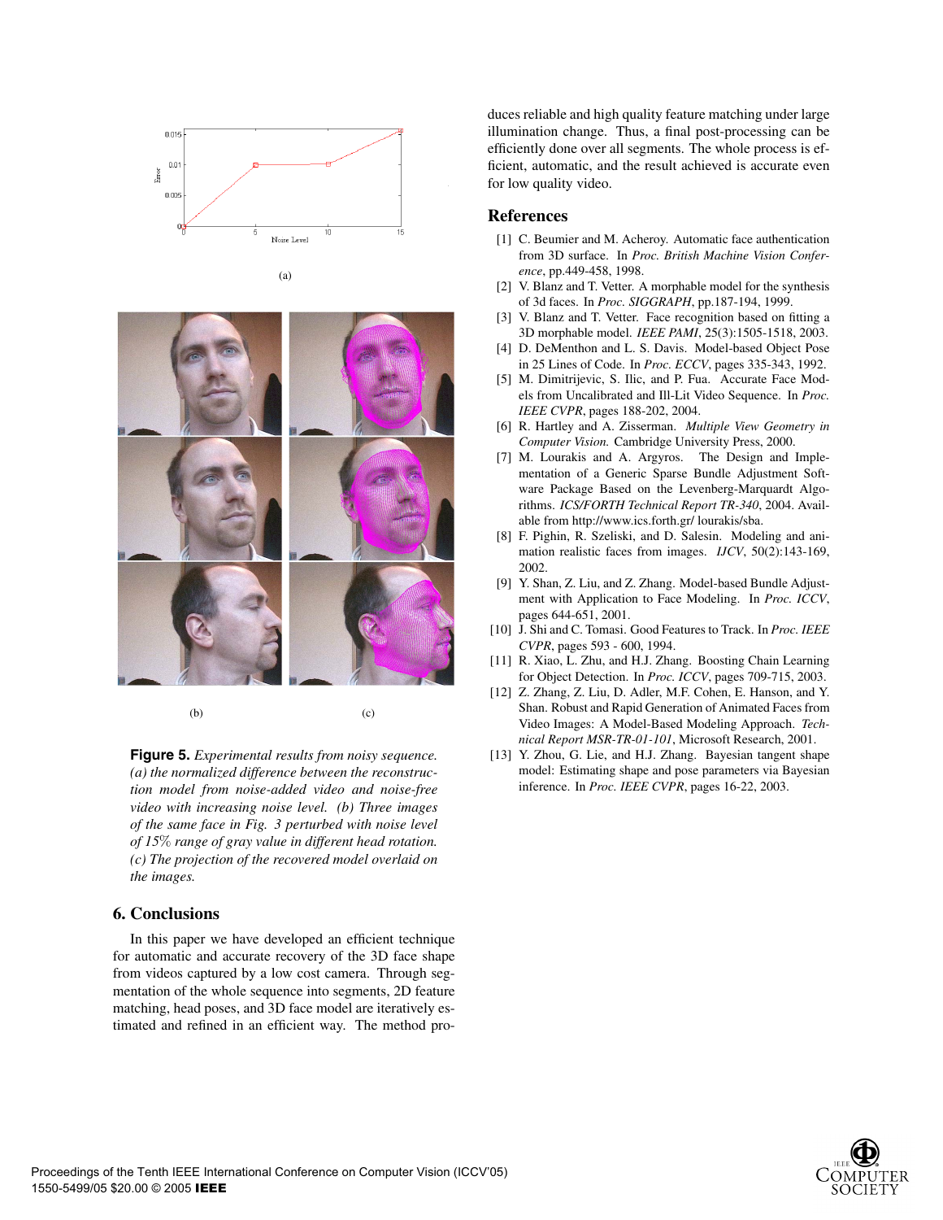(a)

(b) (c)

**Figure 5.** *Experimental results from noisy sequence. (a) the normalized difference between the reconstruction model from noise-added video and noise-free video with increasing noise level. (b) Three images of the same face in Fig. 3 perturbed with noise level of 15% range of gray value in different head rotation. (c) The projection of the recovered model overlaid on the images.*

## 6. Conclusions

In this paper we have developed an efficient technique for automatic and accurate recovery of the 3D face shape from videos captured by a low cost camera. Through segmentation of the whole sequence into segments, 2D feature matching, head poses, and 3D face model are iteratively estimated and refined in an efficient way. The method produces reliable and high quality feature matching under large illumination change. Thus, a final post-processing can be efficiently done over all segments. The whole process is efficient, automatic, and the result achieved is accurate even for low quality video.

## References

[1] C. Beumier and M. Acheroy. Automatic face authentication from 3D surface. In *Proc. British Machine Vision Conference*, pp.449-458, 1998.

[2] V. Blanz and T. Vetter. A morphable model for the synthesis of 3d faces. In *Proc. SIGGRAPH*, pp.187-194, 1999.

[3] V. Blanz and T. Vetter. Face recognition based on fitting a 3D morphable model. *IEEE PAMI*, 25(3):1505-1518, 2003.

[4] D. DeMenthon and L. S. Davis. Model-based Object Pose in 25 Lines of Code. In *Proc. ECCV*, pages 335-343, 1992.

[5] M. Dimitrijevic, S. Ilic, and P. Fua. Accurate Face Models from Uncalibrated and Ill-Lit Video Sequence. In *Proc. IEEE CVPR*, pages 188-202, 2004.

[6] R. Hartley and A. Zisserman. *Multiple View Geometry in Computer Vision.* Cambridge University Press, 2000.

[7] M. Lourakis and A. Argyros. The Design and Implementation of a Generic Sparse Bundle Adjustment Software Package Based on the Levenberg-Marquardt Algorithms. *ICS/FORTH Technical Report TR-340*, 2004. Available from http://www.ics.forth.gr/ lourakis/sba.

[8] F. Pighin, R. Szeliski, and D. Salesin. Modeling and animation realistic faces from images. *IJCV*, 50(2):143-169, 2002.

[9] Y. Shan, Z. Liu, and Z. Zhang. Model-based Bundle Adjustment with Application to Face Modeling. In *Proc. ICCV*, pages 644-651, 2001.

[10] J. Shi and C. Tomasi. Good Features to Track. In *Proc. IEEE CVPR*, pages 593 - 600, 1994.

[11] R. Xiao, L. Zhu, and H.J. Zhang. Boosting Chain Learning for Object Detection. In *Proc. ICCV*, pages 709-715, 2003.

[12] Z. Zhang, Z. Liu, D. Adler, M.F. Cohen, E. Hanson, and Y. Shan. Robust and Rapid Generation of Animated Faces from Video Images: A Model-Based Modeling Approach. *Technical Report MSR-TR-01-101*, Microsoft Research, 2001.

[13] Y. Zhou, G. Lie, and H.J. Zhang. Bayesian tangent shape model: Estimating shape and pose parameters via Bayesian inference. In *Proc. IEEE CVPR*, pages 16-22, 2003.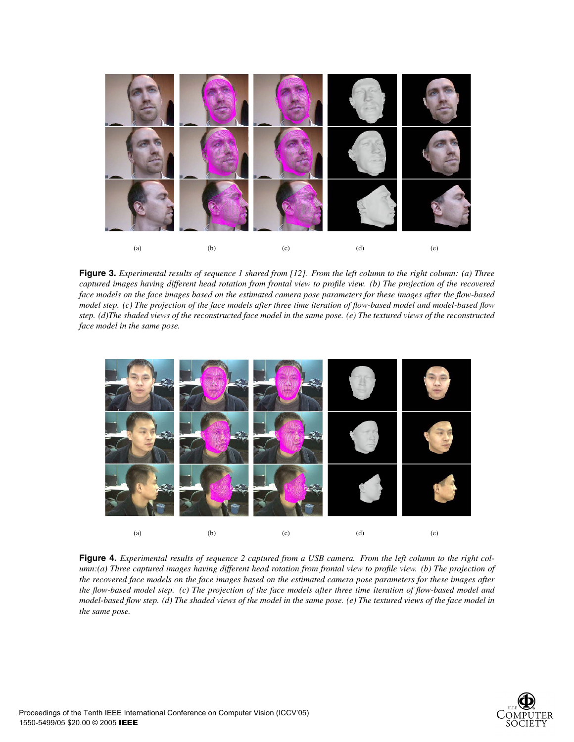(a) (b) (c) (d) (e)

**Figure 3.** *Experimental results of sequence 1 shared from [12]. From the left column to the right column: (a) Three captured images having different head rotation from frontal view to profile view. (b) The projection of the recovered face models on the face images based on the estimated camera pose parameters for these images after the flow-based model step. (c) The projection of the face models after three time iteration of flow-based model and model-based flow step. (d)The shaded views of the reconstructed face model in the same pose. (e) The textured views of the reconstructed face model in the same pose.*

(a) (b) (c) (d) (e)

**Figure 4.** *Experimental results of sequence 2 captured from a USB camera. From the left column to the right column:(a) Three captured images having different head rotation from frontal view to profile view. (b) The projection of the recovered face models on the face images based on the estimated camera pose parameters for these images after the flow-based model step. (c) The projection of the face models after three time iteration of flow-based model and model-based flow step. (d) The shaded views of the model in the same pose. (e) The textured views of the face model in the same pose.*